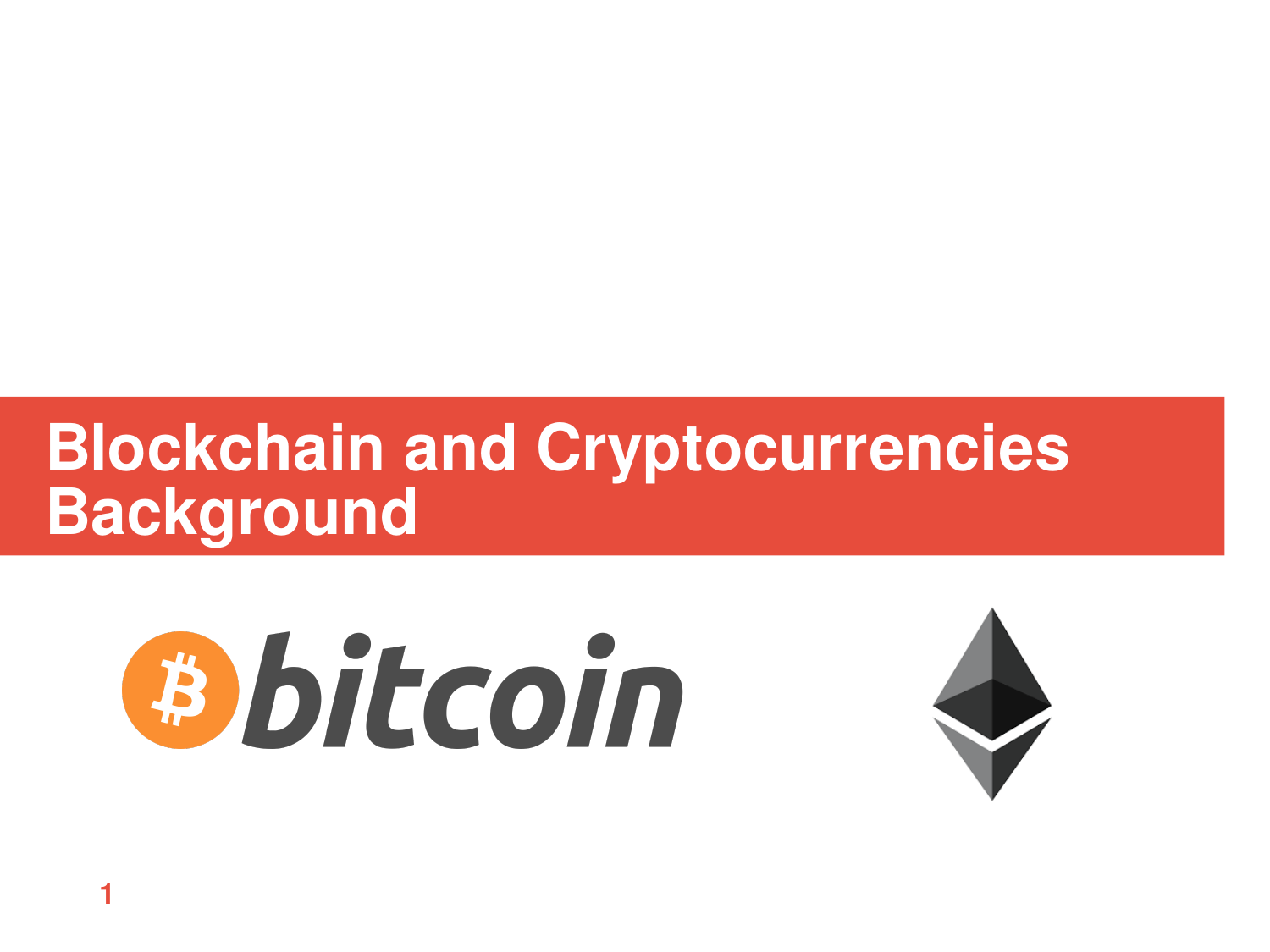# Blockchain and Cryptocurrencies Background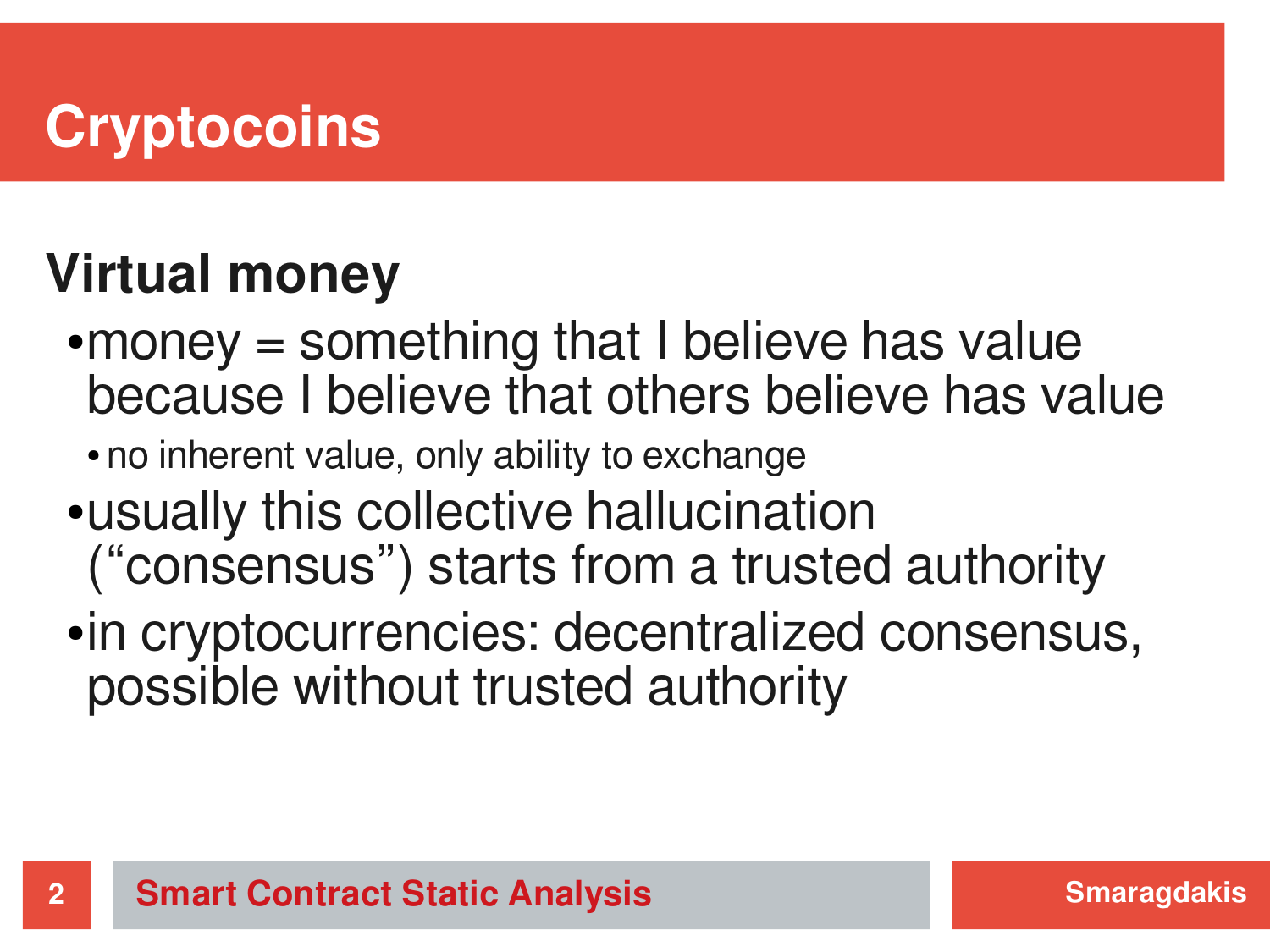# Cryptocoins

## Virtual money

- money = something that I believe has value because I believe that others believe has value
  - no inherent value, only ability to exchange
- usually this collective hallucination (“consensus”) starts from a trusted authority
- in cryptocurrencies: decentralized consensus, possible without trusted authority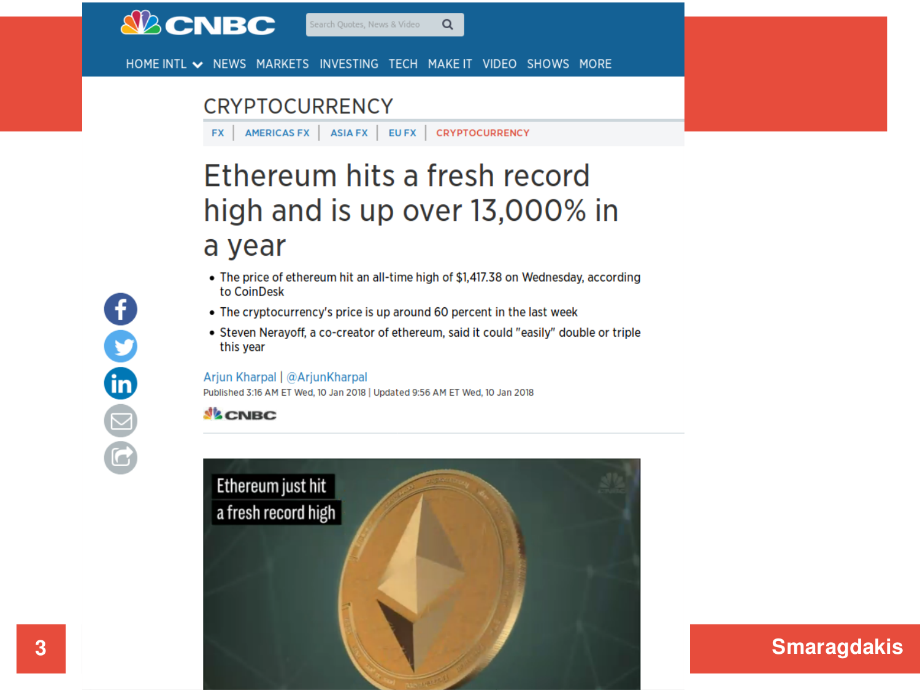CRYPTOCURRENCY

FX | AMERICAS FX | ASIA FX | EU FX | CRYPTOCURRENCY

# Ethereum hits a fresh record high and is up over 13,000% in a year

- The price of ethereum hit an all-time high of $1,417.38 on Wednesday, according to CoinDesk
- The cryptocurrency's price is up around 60 percent in the last week
- Steven Nerayoff, a co-creator of ethereum, said it could "easily" double or triple this year

Arjun Kharpal | @ArjunKharpal

Published 3:16 AM ET Wed, 10 Jan 2018 | Updated 9:56 AM ET Wed, 10 Jan 2018

CNBC

Ethereum just hit a fresh record high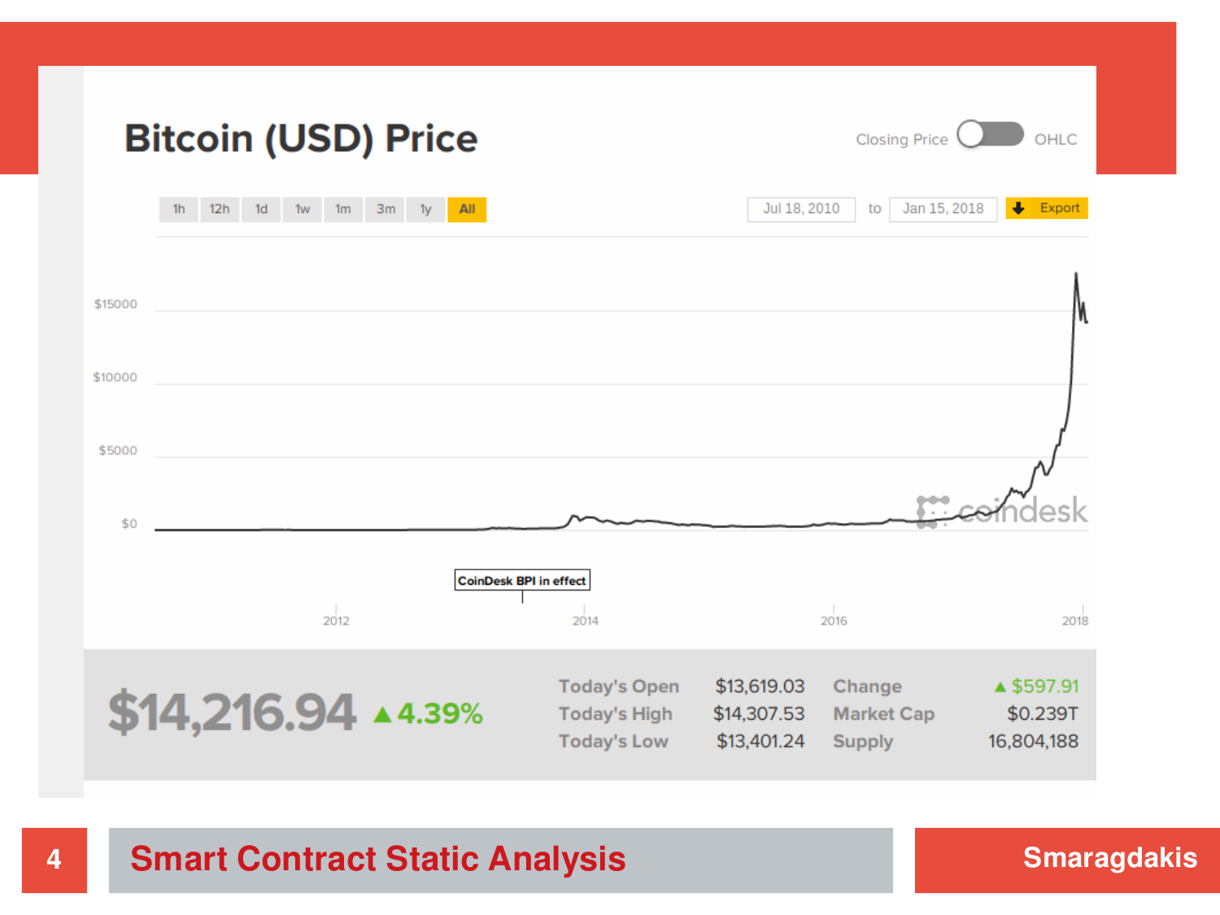# Bitcoin (USD) Price

Closing Price OHLC

1h 12h 1d 1w 1m 3m 1y **All**

Jul 18, 2010 to Jan 15, 2018 Export

$15000

$10000

$5000

$0

CoinDesk BPI in effect

2012 2014 2016 2018

coindesk

**$14,216.94** ▲4.39%

| | | | |
|---|---|---|---|
| Today's Open | $13,619.03 | Change | ▲ $597.91 |
| Today's High | $14,307.53 | Market Cap | $0.239T |
| Today's Low | $13,401.24 | Supply | 16,804,188 |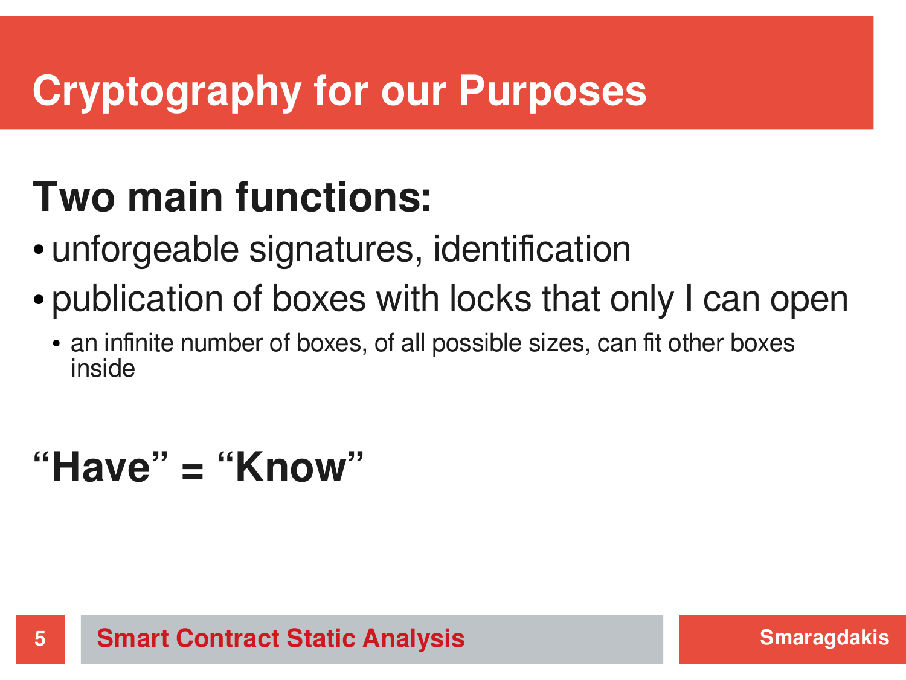# Cryptography for our Purposes

## Two main functions:

- unforgeable signatures, identification
- publication of boxes with locks that only I can open
  - an infinite number of boxes, of all possible sizes, can fit other boxes inside

## “Have” = “Know”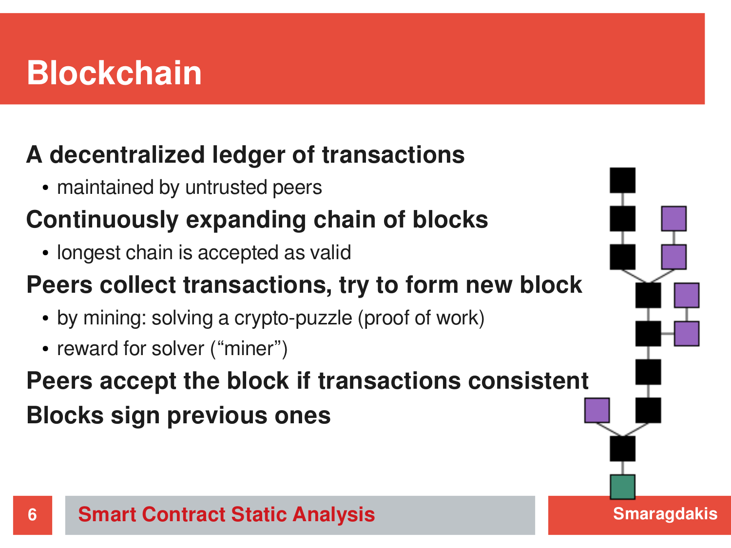# Blockchain

**A decentralized ledger of transactions**

- maintained by untrusted peers

**Continuously expanding chain of blocks**

- longest chain is accepted as valid

**Peers collect transactions, try to form new block**

- by mining: solving a crypto-puzzle (proof of work)
- reward for solver (“miner”)

**Peers accept the block if transactions consistent**

**Blocks sign previous ones**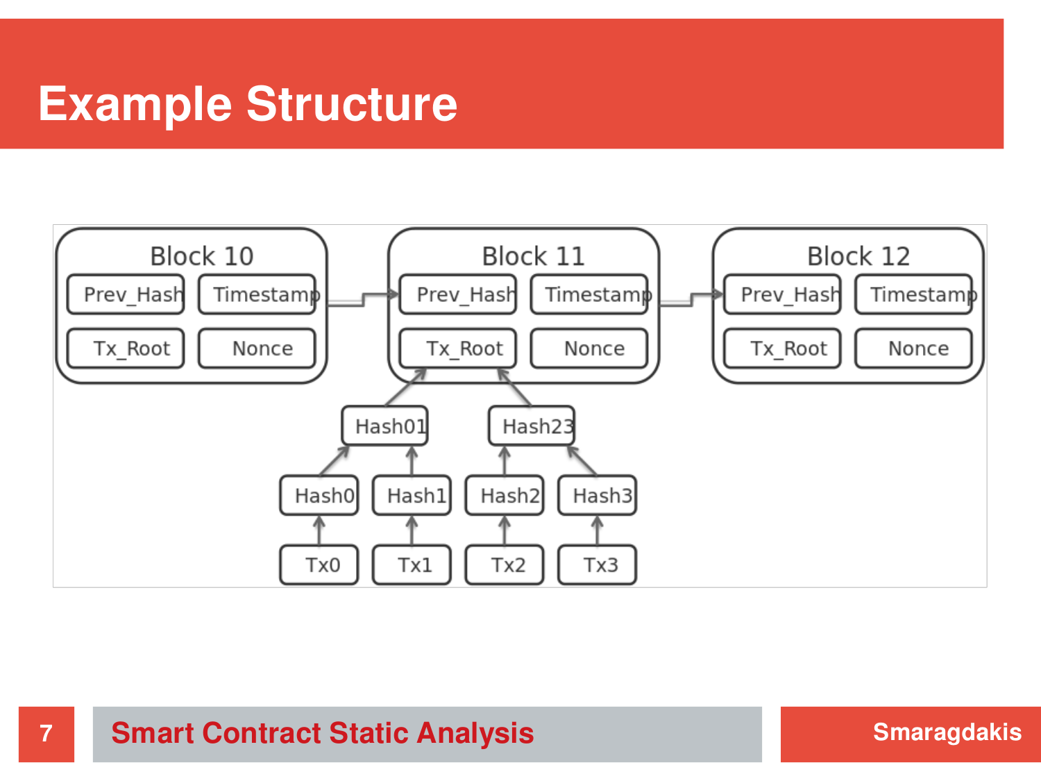# Example Structure

Block 10: Prev_Hash, Timestamp, Tx_Root, Nonce

Block 11: Prev_Hash, Timestamp, Tx_Root, Nonce

Block 12: Prev_Hash, Timestamp, Tx_Root, Nonce

Hash01, Hash23

Hash0, Hash1, Hash2, Hash3

Tx0, Tx1, Tx2, Tx3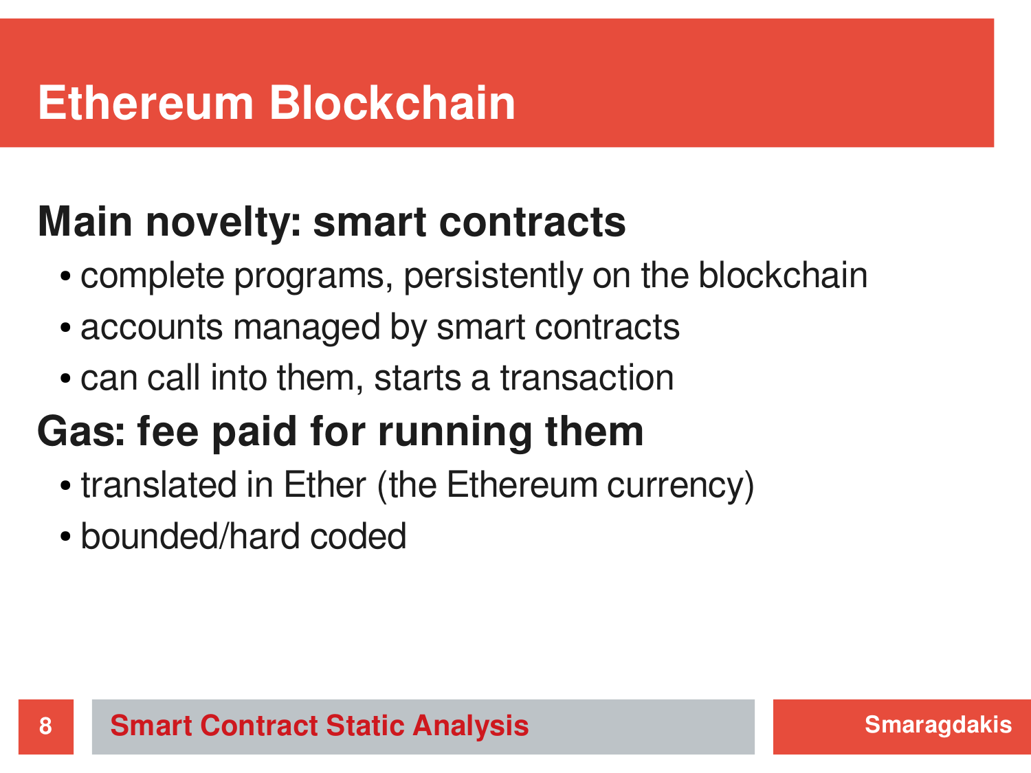# Ethereum Blockchain

## Main novelty: smart contracts

- complete programs, persistently on the blockchain
- accounts managed by smart contracts
- can call into them, starts a transaction

## Gas: fee paid for running them

- translated in Ether (the Ethereum currency)
- bounded/hard coded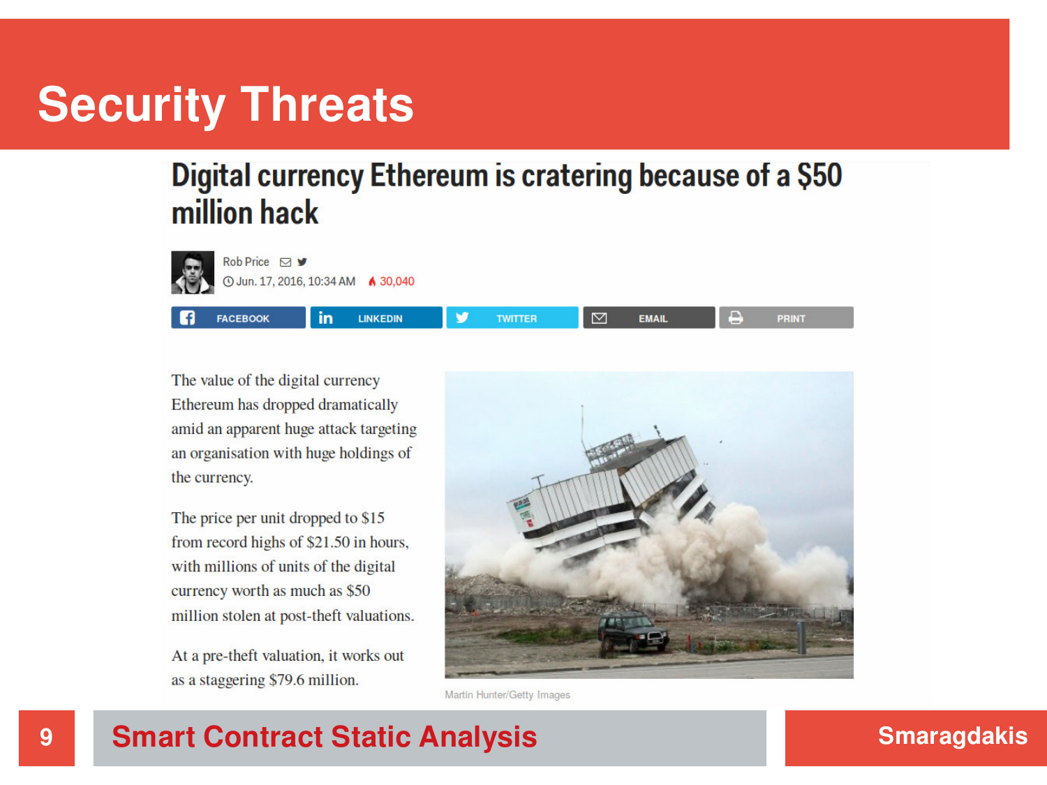# Security Threats

## Digital currency Ethereum is cratering because of a $50 million hack

Rob Price
Jun. 17, 2016, 10:34 AM 30,040

FACEBOOK LINKEDIN TWITTER EMAIL PRINT

The value of the digital currency Ethereum has dropped dramatically amid an apparent huge attack targeting an organisation with huge holdings of the currency.

The price per unit dropped to $15 from record highs of $21.50 in hours, with millions of units of the digital currency worth as much as $50 million stolen at post-theft valuations.

At a pre-theft valuation, it works out as a staggering $79.6 million.

Martin Hunter/Getty Images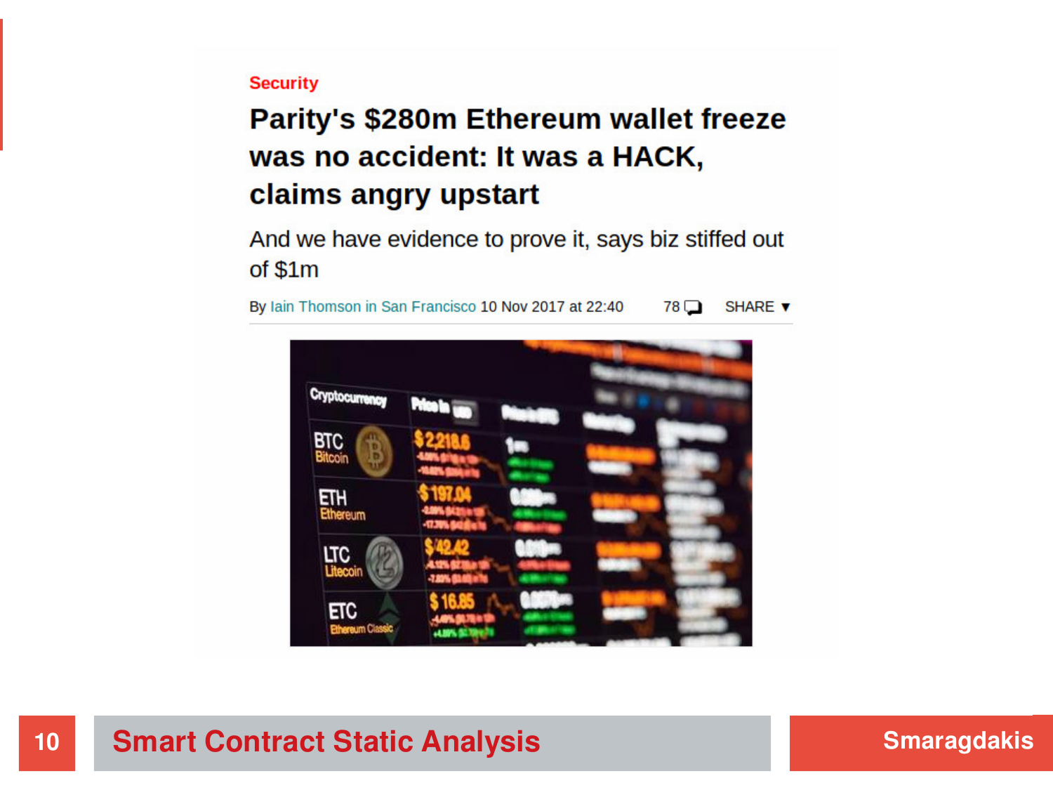Security

# Parity's $280m Ethereum wallet freeze was no accident: It was a HACK, claims angry upstart

And we have evidence to prove it, says biz stiffed out of $1m

By Iain Thomson in San Francisco 10 Nov 2017 at 22:40 78 SHARE ▼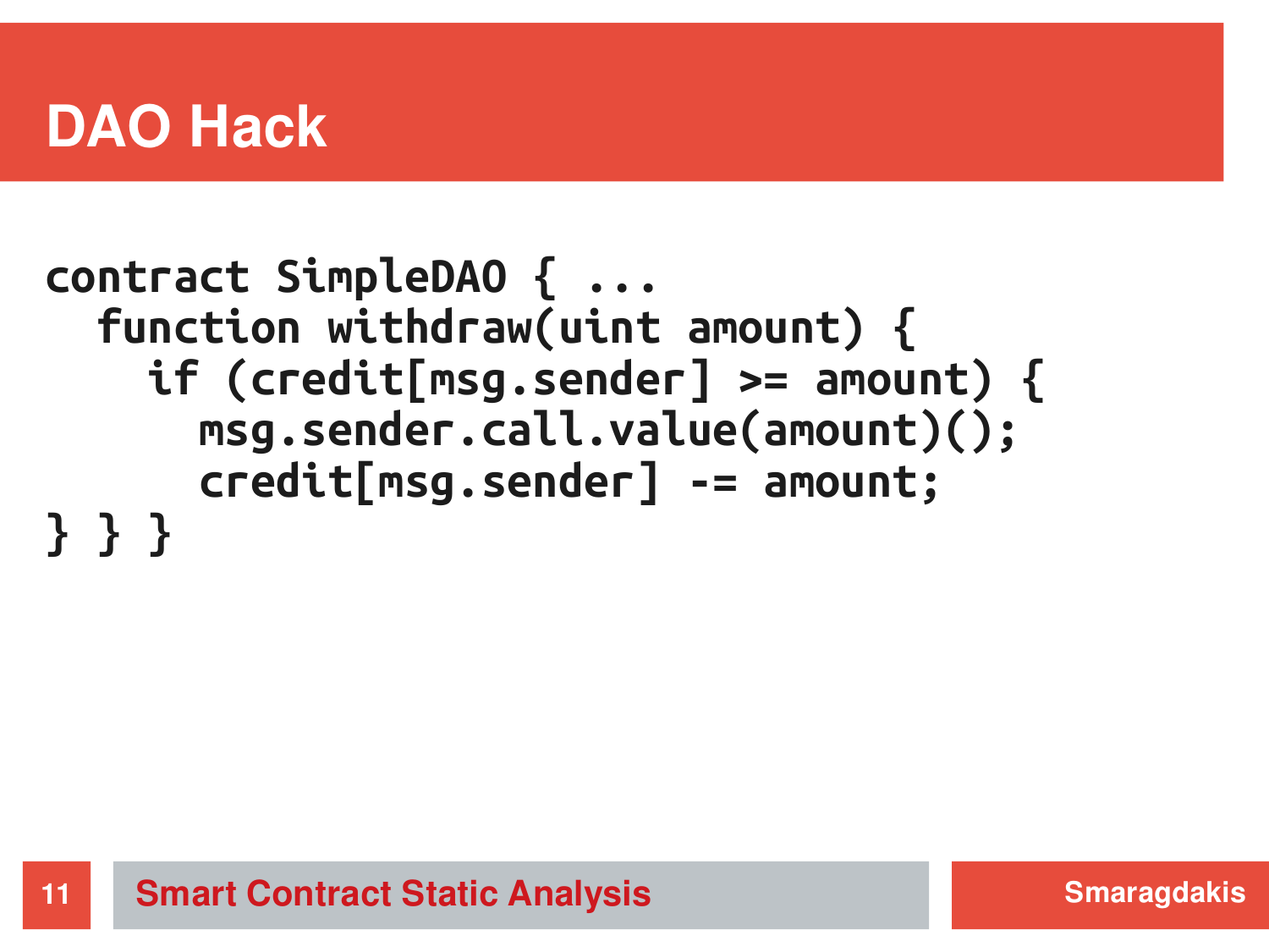# DAO Hack

```
contract SimpleDAO { ...
  function withdraw(uint amount) {
    if (credit[msg.sender] >= amount) {
      msg.sender.call.value(amount)();
      credit[msg.sender] -= amount;
} } }
```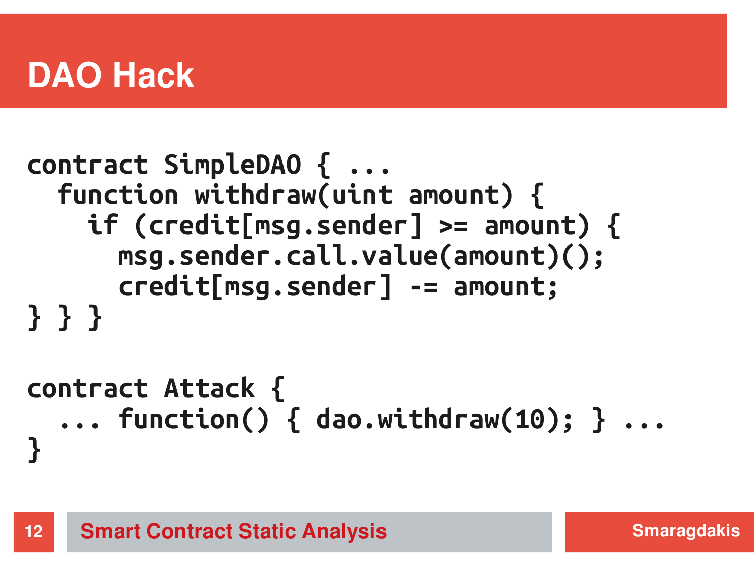# DAO Hack

```
contract SimpleDAO { ...
  function withdraw(uint amount) {
    if (credit[msg.sender] >= amount) {
      msg.sender.call.value(amount)();
      credit[msg.sender] -= amount;
} } }

contract Attack {
  ... function() { dao.withdraw(10); } ...
}
```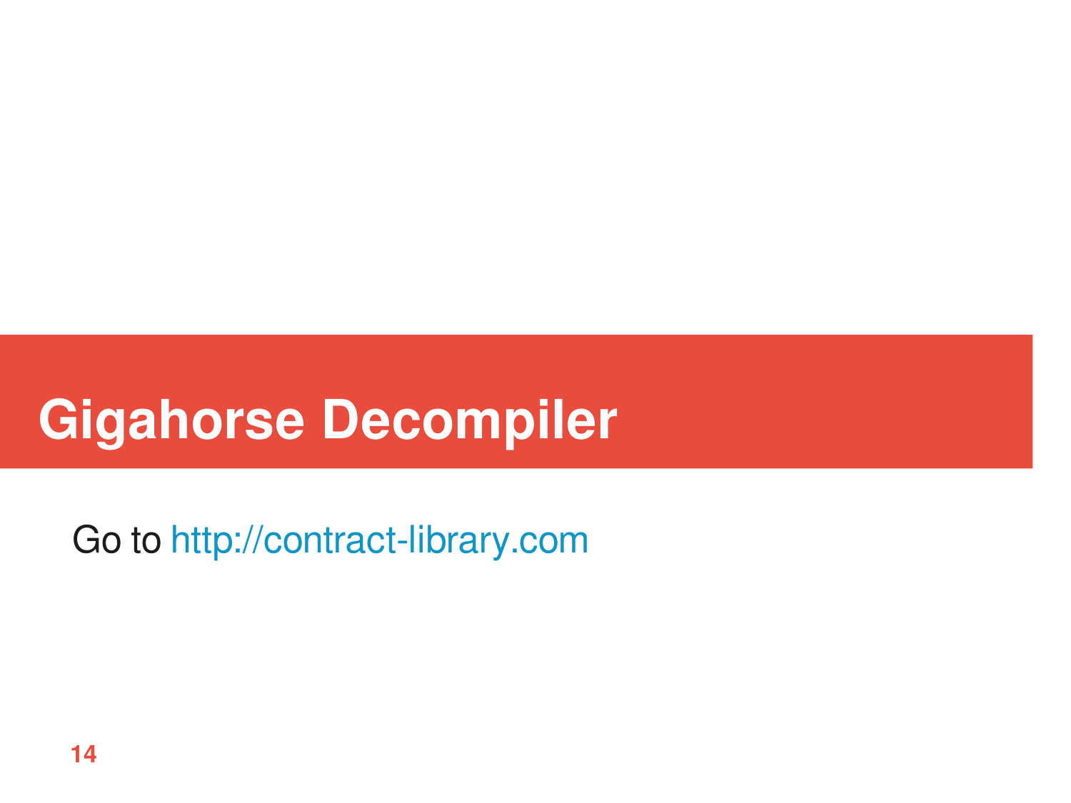# Gigahorse Decompiler

Go to http://contract-library.com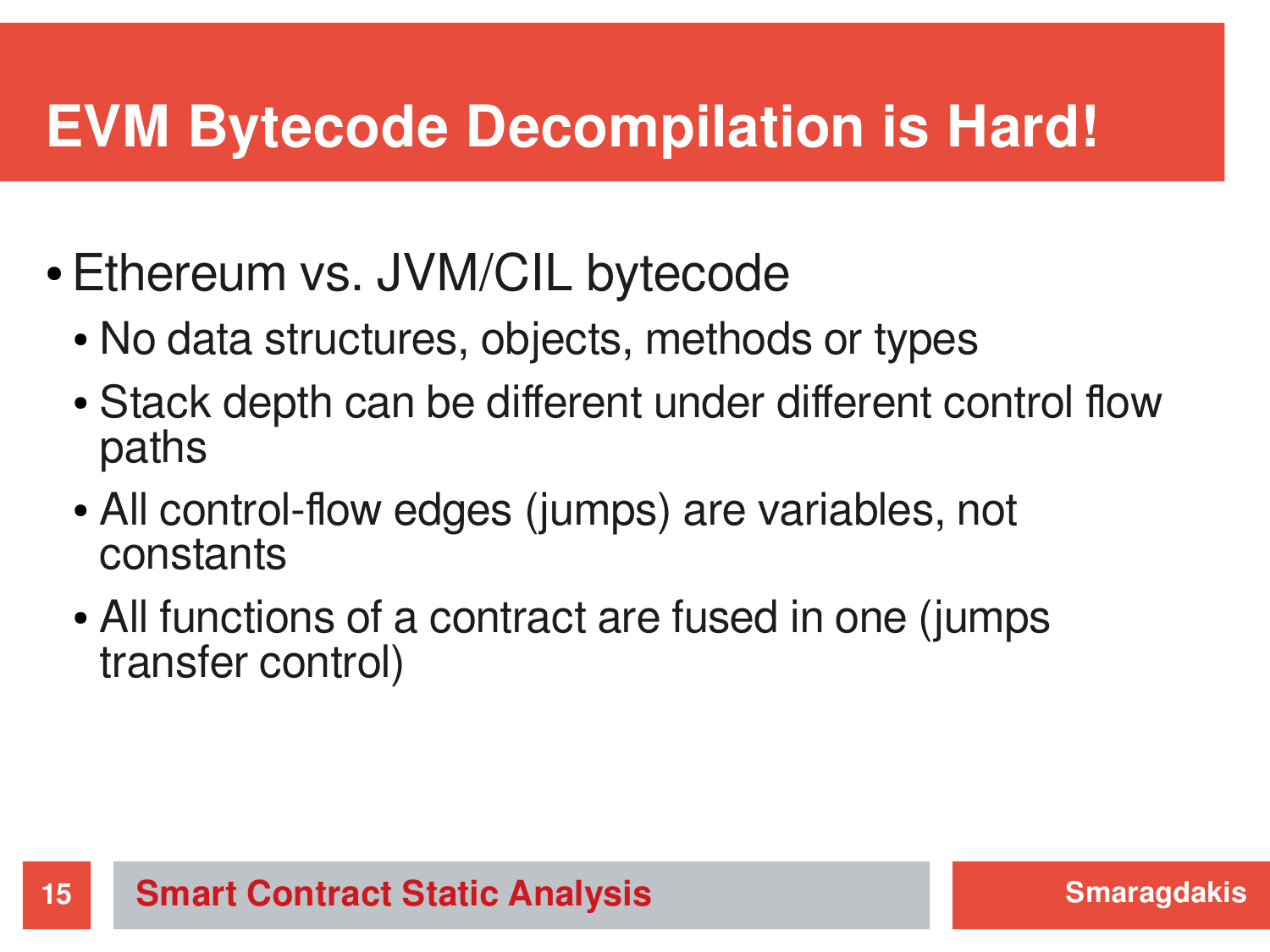# EVM Bytecode Decompilation is Hard!

- Ethereum vs. JVM/CIL bytecode
  - No data structures, objects, methods or types
  - Stack depth can be different under different control flow paths
  - All control-flow edges (jumps) are variables, not constants
  - All functions of a contract are fused in one (jumps transfer control)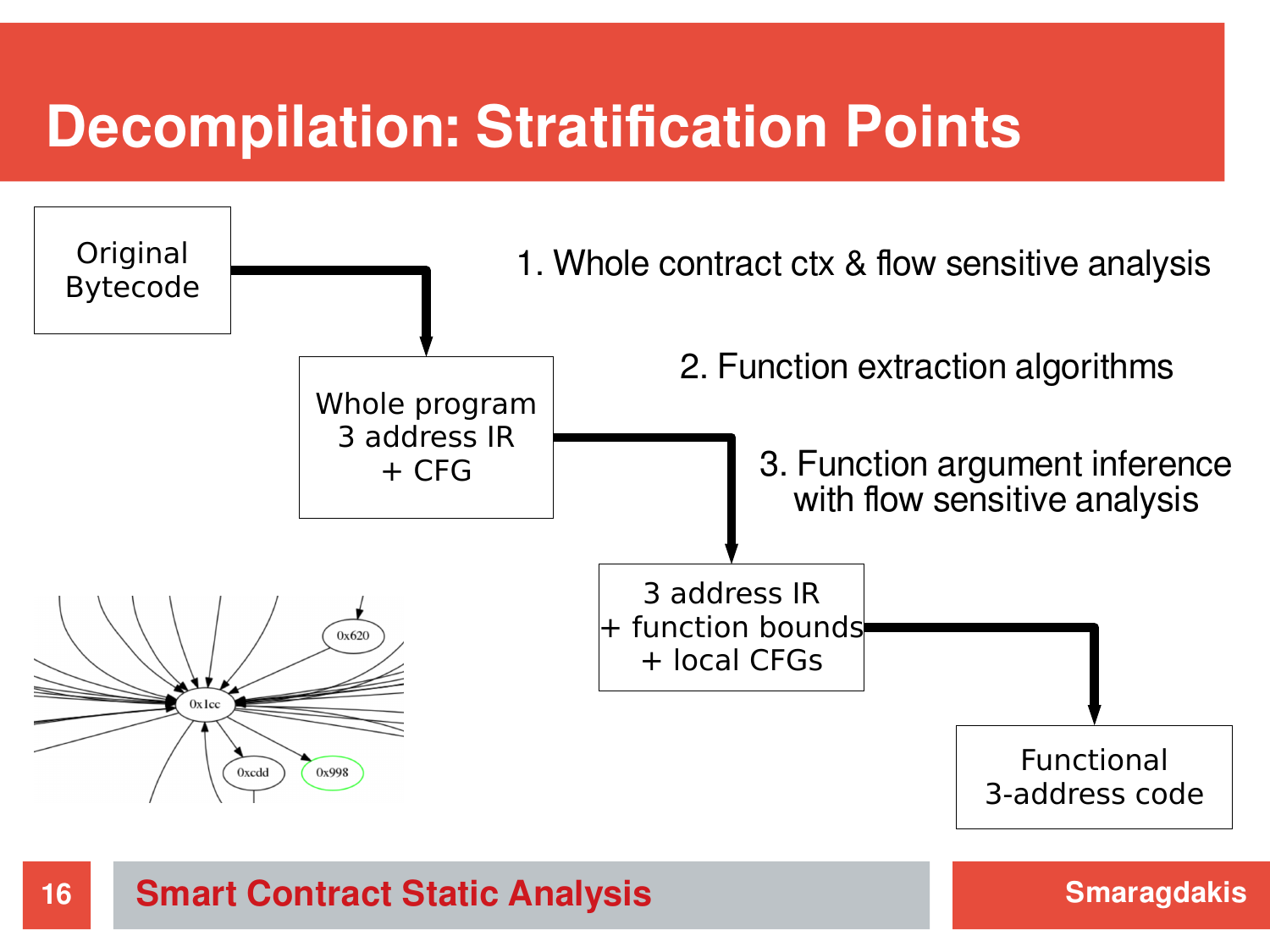# Decompilation: Stratification Points

Original Bytecode

1. Whole contract ctx & flow sensitive analysis

Whole program 3 address IR + CFG

2. Function extraction algorithms

3. Function argument inference with flow sensitive analysis

3 address IR + function bounds + local CFGs

Functional 3-address code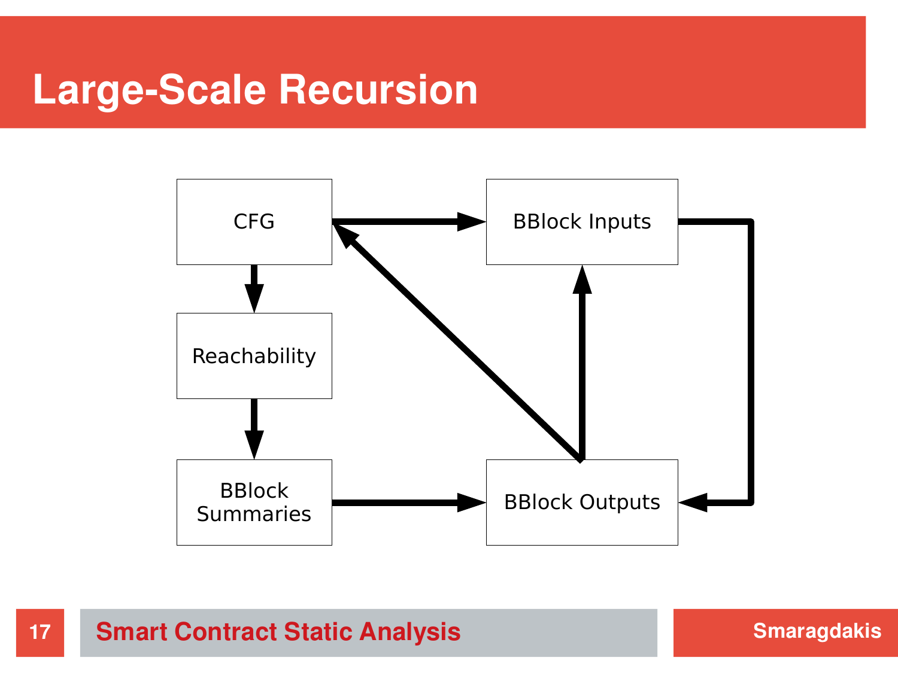# Large-Scale Recursion

CFG

BBlock Inputs

Reachability

BBlock Summaries

BBlock Outputs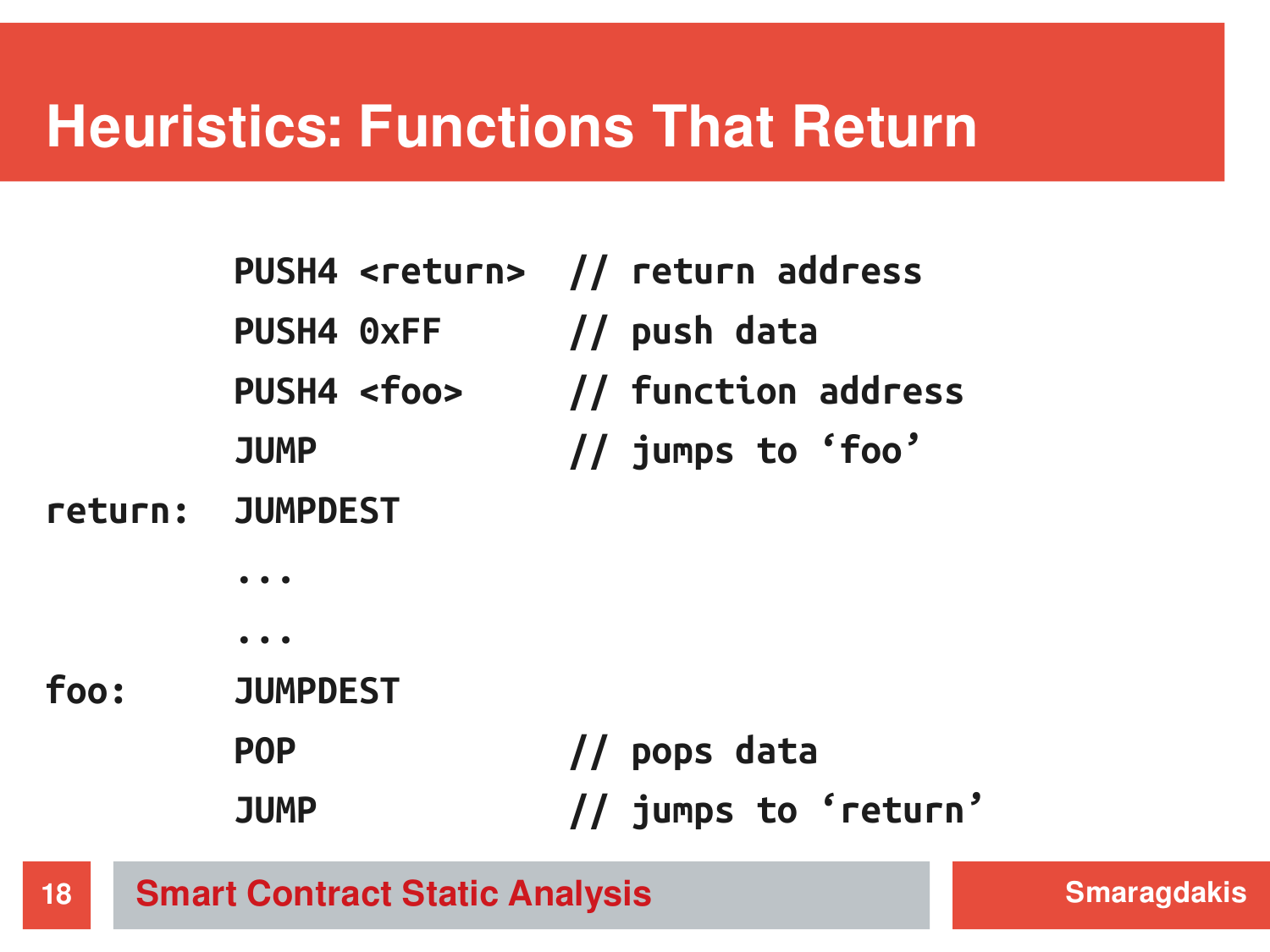# Heuristics: Functions That Return

```
         PUSH4 <return>   // return address
         PUSH4 0xFF       // push data
         PUSH4 <foo>      // function address
         JUMP             // jumps to 'foo'
return:  JUMPDEST
         ...
         ...
foo:     JUMPDEST
         POP              // pops data
         JUMP             // jumps to 'return'
```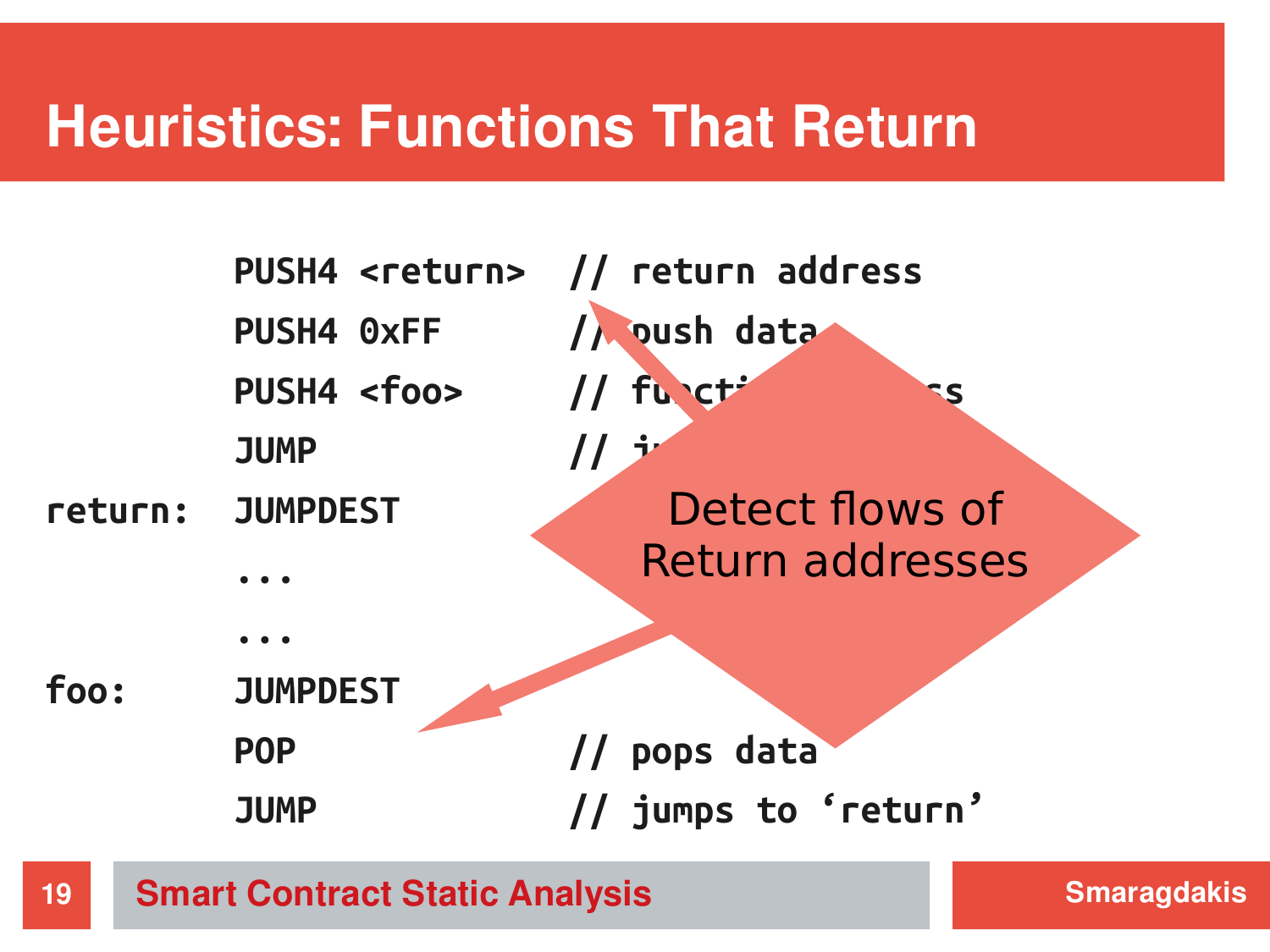# Heuristics: Functions That Return

```
        PUSH4 <return>  // return address
        PUSH4 0xFF      // push data
        PUSH4 <foo>     // function address
        JUMP            // jump
return: JUMPDEST
        ...
        ...
foo:    JUMPDEST
        POP             // pops data
        JUMP            // jumps to 'return'
```

Detect flows of Return addresses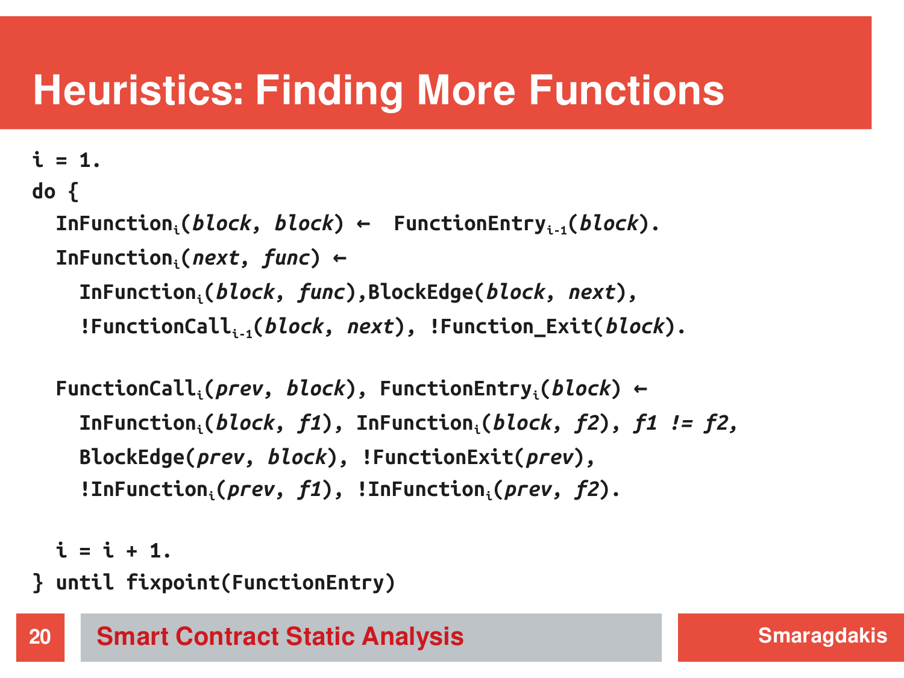# Heuristics: Finding More Functions

```
i = 1.
do {
  InFunction_i(block, block) ← FunctionEntry_i-1(block).
  InFunction_i(next, func) ←
    InFunction_i(block, func),BlockEdge(block, next),
    !FunctionCall_i-1(block, next), !Function_Exit(block).

  FunctionCall_i(prev, block), FunctionEntry_i(block) ←
    InFunction_i(block, f1), InFunction_i(block, f2), f1 != f2,
    BlockEdge(prev, block), !FunctionExit(prev),
    !InFunction_i(prev, f1), !InFunction_i(prev, f2).

  i = i + 1.
} until fixpoint(FunctionEntry)
```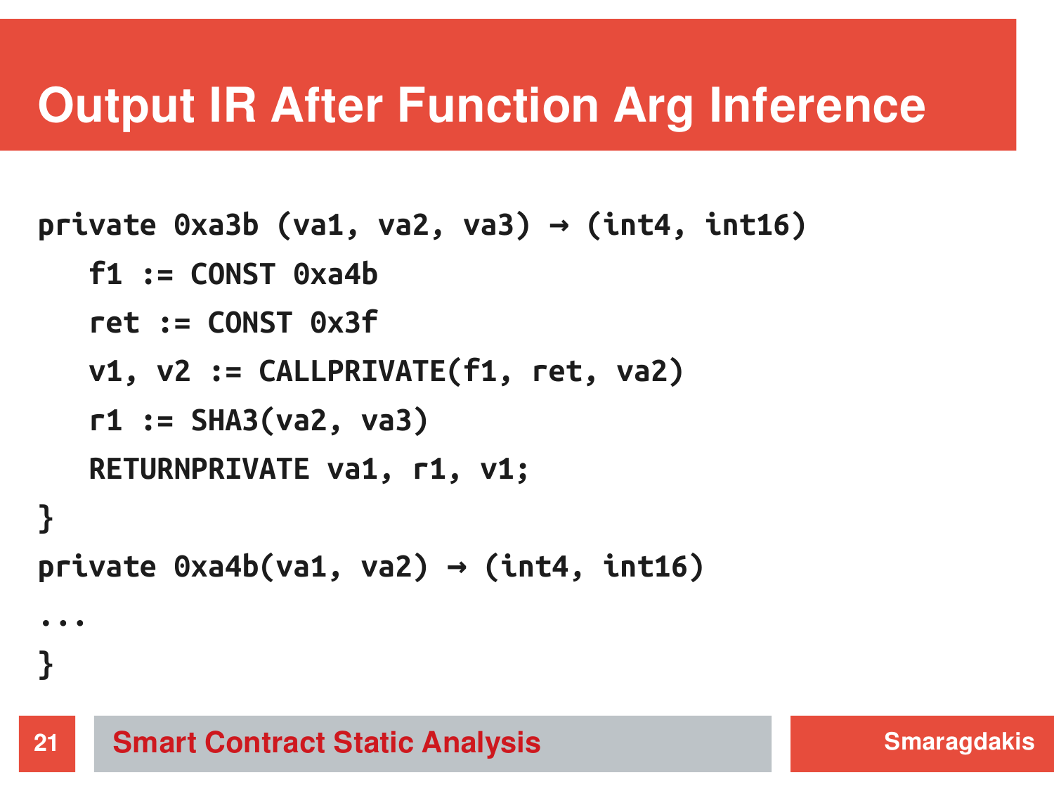# Output IR After Function Arg Inference

```
private 0xa3b (va1, va2, va3) → (int4, int16)
    f1 := CONST 0xa4b
    ret := CONST 0x3f
    v1, v2 := CALLPRIVATE(f1, ret, va2)
    r1 := SHA3(va2, va3)
    RETURNPRIVATE va1, r1, v1;
}
private 0xa4b(va1, va2) → (int4, int16)
...
}
```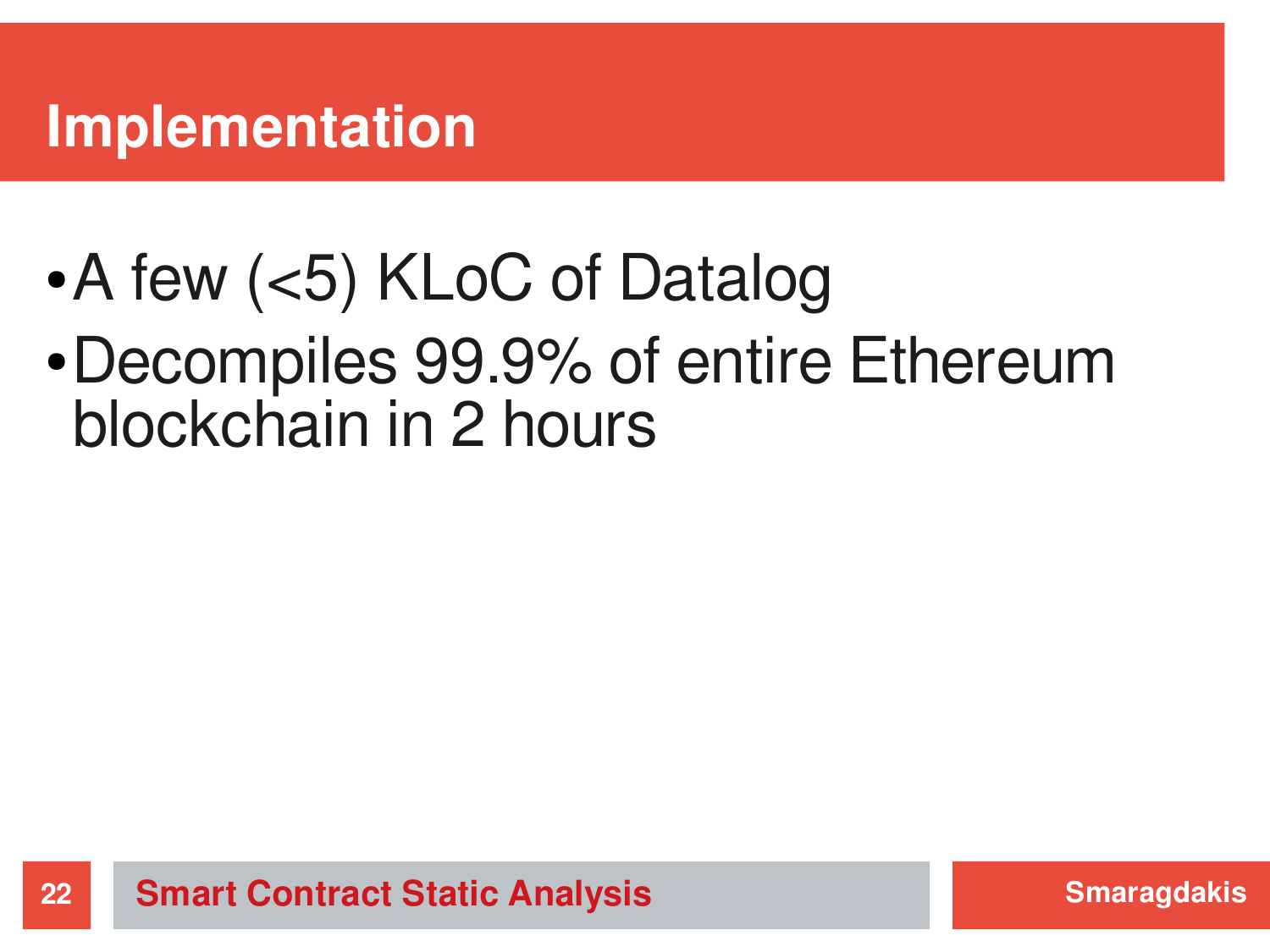# Implementation

- A few (<5) KLoC of Datalog
- Decompiles 99.9% of entire Ethereum blockchain in 2 hours